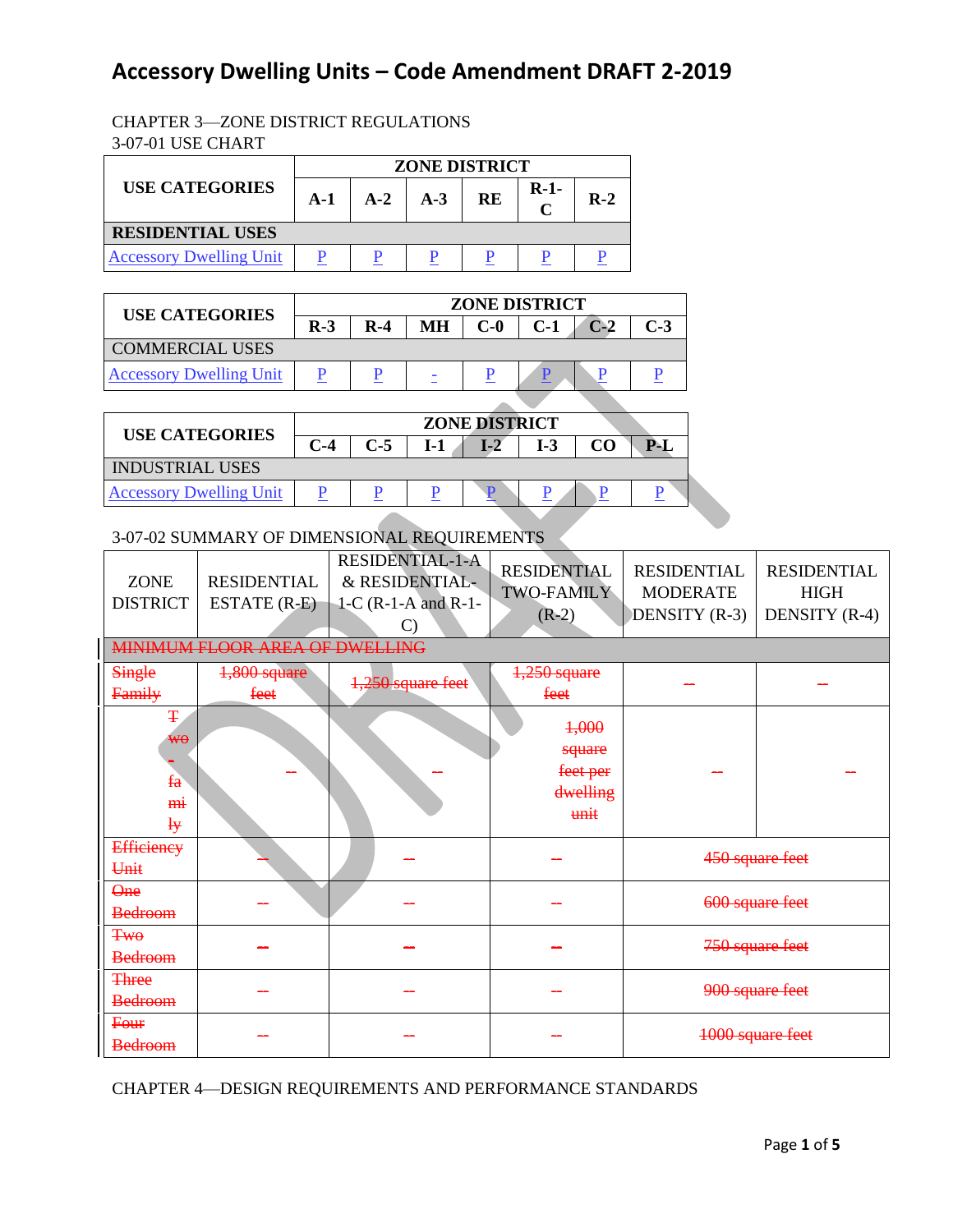# Accessory Dwelling Units – Code Amendment DRAFT 2-2019

CHAPTER 3—ZONE DISTRICT REGULATIONS

3-07-01 USE CHART

| USE CATEGORIES | ZONE DISTRICT | | | | | |
|---|---|---|---|---|---|---|
| | A-1 | A-2 | A-3 | RE | R-1-C | R-2 |
| **RESIDENTIAL USES** | | | | | | |
| Accessory Dwelling Unit | P | P | P | P | P | P |

| USE CATEGORIES | ZONE DISTRICT | | | | | | |
|---|---|---|---|---|---|---|---|
| | R-3 | R-4 | MH | C-0 | C-1 | C-2 | C-3 |
| COMMERCIAL USES | | | | | | | |
| Accessory Dwelling Unit | P | P | - | P | P | P | P |

| USE CATEGORIES | ZONE DISTRICT | | | | | | |
|---|---|---|---|---|---|---|---|
| | C-4 | C-5 | I-1 | I-2 | I-3 | CO | P-L |
| INDUSTRIAL USES | | | | | | | |
| Accessory Dwelling Unit | P | P | P | P | P | P | P |

3-07-02 SUMMARY OF DIMENSIONAL REQUIREMENTS

| ZONE DISTRICT | RESIDENTIAL ESTATE (R-E) | RESIDENTIAL-1-A & RESIDENTIAL-1-C (R-1-A and R-1-C) | RESIDENTIAL TWO-FAMILY (R-2) | RESIDENTIAL MODERATE DENSITY (R-3) | RESIDENTIAL HIGH DENSITY (R-4) |
|---|---|---|---|---|---|
| ~~MINIMUM FLOOR AREA OF DWELLING~~ | | | | | |
| ~~Single Family~~ | ~~1,800 square feet~~ | ~~1,250 square feet~~ | ~~1,250 square feet~~ | ~~--~~ | ~~--~~ |
| ~~Two-family~~ | ~~--~~ | ~~--~~ | ~~1,000 square feet per dwelling unit~~ | ~~--~~ | ~~--~~ |
| ~~Efficiency Unit~~ | ~~--~~ | ~~--~~ | ~~--~~ | ~~450 square feet~~ | |
| ~~One Bedroom~~ | ~~--~~ | ~~--~~ | ~~--~~ | ~~600 square feet~~ | |
| ~~Two Bedroom~~ | ~~--~~ | ~~--~~ | ~~--~~ | ~~750 square feet~~ | |
| ~~Three Bedroom~~ | ~~--~~ | ~~--~~ | ~~--~~ | ~~900 square feet~~ | |
| ~~Four Bedroom~~ | ~~--~~ | ~~--~~ | ~~--~~ | ~~1000 square feet~~ | |

CHAPTER 4—DESIGN REQUIREMENTS AND PERFORMANCE STANDARDS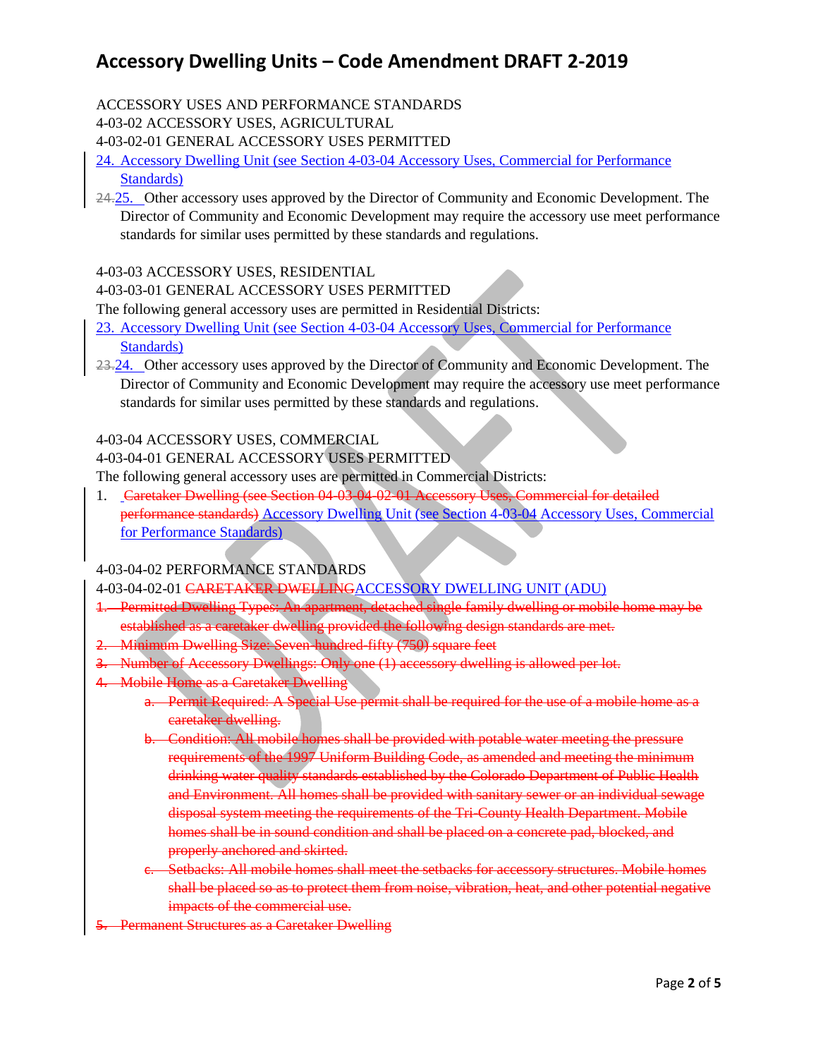ACCESSORY USES AND PERFORMANCE STANDARDS

4-03-02 ACCESSORY USES, AGRICULTURAL

4-03-02-01 GENERAL ACCESSORY USES PERMITTED

24. Accessory Dwelling Unit (see Section 4-03-04 Accessory Uses, Commercial for Performance Standards)

~~24.~~25. Other accessory uses approved by the Director of Community and Economic Development. The Director of Community and Economic Development may require the accessory use meet performance standards for similar uses permitted by these standards and regulations.

4-03-03 ACCESSORY USES, RESIDENTIAL

4-03-03-01 GENERAL ACCESSORY USES PERMITTED

The following general accessory uses are permitted in Residential Districts:

23. Accessory Dwelling Unit (see Section 4-03-04 Accessory Uses, Commercial for Performance Standards)

~~23.~~24. Other accessory uses approved by the Director of Community and Economic Development. The Director of Community and Economic Development may require the accessory use meet performance standards for similar uses permitted by these standards and regulations.

4-03-04 ACCESSORY USES, COMMERCIAL

4-03-04-01 GENERAL ACCESSORY USES PERMITTED

The following general accessory uses are permitted in Commercial Districts:

1. ~~Caretaker Dwelling (see Section 04-03-04-02-01 Accessory Uses, Commercial for detailed performance standards)~~ Accessory Dwelling Unit (see Section 4-03-04 Accessory Uses, Commercial for Performance Standards)

4-03-04-02 PERFORMANCE STANDARDS

4-03-04-02-01 ~~CARETAKER DWELLING~~ACCESSORY DWELLING UNIT (ADU)

~~1. Permitted Dwelling Types: An apartment, detached single family dwelling or mobile home may be established as a caretaker dwelling provided the following design standards are met.~~

~~2. Minimum Dwelling Size: Seven-hundred-fifty (750) square feet~~

~~3. Number of Accessory Dwellings: Only one (1) accessory dwelling is allowed per lot.~~

~~4. Mobile Home as a Caretaker Dwelling~~

~~a. Permit Required: A Special Use permit shall be required for the use of a mobile home as a caretaker dwelling.~~

~~b. Condition: All mobile homes shall be provided with potable water meeting the pressure requirements of the 1997 Uniform Building Code, as amended and meeting the minimum drinking water quality standards established by the Colorado Department of Public Health and Environment. All homes shall be provided with sanitary sewer or an individual sewage disposal system meeting the requirements of the Tri-County Health Department. Mobile homes shall be in sound condition and shall be placed on a concrete pad, blocked, and properly anchored and skirted.~~

~~c. Setbacks: All mobile homes shall meet the setbacks for accessory structures. Mobile homes shall be placed so as to protect them from noise, vibration, heat, and other potential negative impacts of the commercial use.~~

~~5. Permanent Structures as a Caretaker Dwelling~~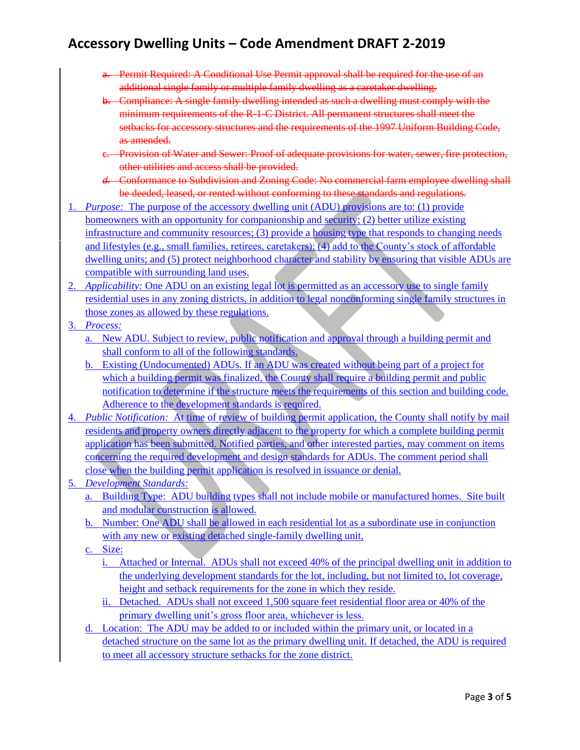~~a. Permit Required: A Conditional Use Permit approval shall be required for the use of an additional single family or multiple family dwelling as a caretaker dwelling.~~

~~b. Compliance: A single family dwelling intended as such a dwelling must comply with the minimum requirements of the R-1-C District. All permanent structures shall meet the setbacks for accessory structures and the requirements of the 1997 Uniform Building Code, as amended.~~

~~c. Provision of Water and Sewer: Proof of adequate provisions for water, sewer, fire protection, other utilities and access shall be provided.~~

~~d. Conformance to Subdivision and Zoning Code: No commercial farm employee dwelling shall be deeded, leased, or rented without conforming to these standards and regulations.~~

1. *Purpose:* The purpose of the accessory dwelling unit (ADU) provisions are to: (1) provide homeowners with an opportunity for companionship and security; (2) better utilize existing infrastructure and community resources; (3) provide a housing type that responds to changing needs and lifestyles (e.g., small families, retirees, caretakers); (4) add to the County's stock of affordable dwelling units; and (5) protect neighborhood character and stability by ensuring that visible ADUs are compatible with surrounding land uses.
2. *Applicability:* One ADU on an existing legal lot is permitted as an accessory use to single family residential uses in any zoning districts, in addition to legal nonconforming single family structures in those zones as allowed by these regulations.
3. *Process:*
   a. New ADU. Subject to review, public notification and approval through a building permit and shall conform to all of the following standards.
   b. Existing (Undocumented) ADUs. If an ADU was created without being part of a project for which a building permit was finalized, the County shall require a building permit and public notification to determine if the structure meets the requirements of this section and building code. Adherence to the development standards is required.
4. *Public Notification:* At time of review of building permit application, the County shall notify by mail residents and property owners directly adjacent to the property for which a complete building permit application has been submitted. Notified parties, and other interested parties, may comment on items concerning the required development and design standards for ADUs. The comment period shall close when the building permit application is resolved in issuance or denial.
5. *Development Standards:*
   a. Building Type: ADU building types shall not include mobile or manufactured homes. Site built and modular construction is allowed.
   b. Number: One ADU shall be allowed in each residential lot as a subordinate use in conjunction with any new or existing detached single-family dwelling unit,
   c. Size:
      i. Attached or Internal. ADUs shall not exceed 40% of the principal dwelling unit in addition to the underlying development standards for the lot, including, but not limited to, lot coverage, height and setback requirements for the zone in which they reside.
      ii. Detached. ADUs shall not exceed 1,500 square feet residential floor area or 40% of the primary dwelling unit's gross floor area, whichever is less.
   d. Location: The ADU may be added to or included within the primary unit, or located in a detached structure on the same lot as the primary dwelling unit. If detached, the ADU is required to meet all accessory structure setbacks for the zone district.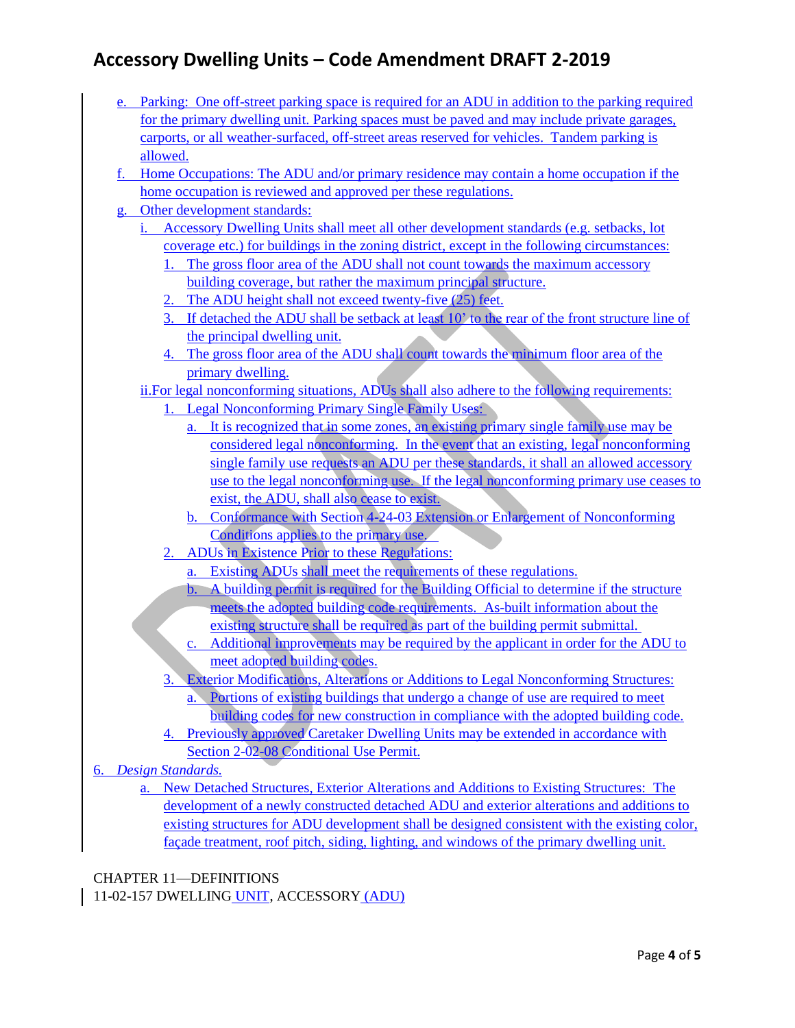e. Parking: One off-street parking space is required for an ADU in addition to the parking required for the primary dwelling unit. Parking spaces must be paved and may include private garages, carports, or all weather-surfaced, off-street areas reserved for vehicles. Tandem parking is allowed.

f. Home Occupations: The ADU and/or primary residence may contain a home occupation if the home occupation is reviewed and approved per these regulations.

g. Other development standards:

   i. Accessory Dwelling Units shall meet all other development standards (e.g. setbacks, lot coverage etc.) for buildings in the zoning district, except in the following circumstances:

      1. The gross floor area of the ADU shall not count towards the maximum accessory building coverage, but rather the maximum principal structure.
      2. The ADU height shall not exceed twenty-five (25) feet.
      3. If detached the ADU shall be setback at least 10' to the rear of the front structure line of the principal dwelling unit.
      4. The gross floor area of the ADU shall count towards the minimum floor area of the primary dwelling.

   ii. For legal nonconforming situations, ADUs shall also adhere to the following requirements:

      1. Legal Nonconforming Primary Single Family Uses:
         a. It is recognized that in some zones, an existing primary single family use may be considered legal nonconforming. In the event that an existing, legal nonconforming single family use requests an ADU per these standards, it shall an allowed accessory use to the legal nonconforming use. If the legal nonconforming primary use ceases to exist, the ADU, shall also cease to exist.
         b. Conformance with Section 4-24-03 Extension or Enlargement of Nonconforming Conditions applies to the primary use.
      2. ADUs in Existence Prior to these Regulations:
         a. Existing ADUs shall meet the requirements of these regulations.
         b. A building permit is required for the Building Official to determine if the structure meets the adopted building code requirements. As-built information about the existing structure shall be required as part of the building permit submittal.
         c. Additional improvements may be required by the applicant in order for the ADU to meet adopted building codes.
      3. Exterior Modifications, Alterations or Additions to Legal Nonconforming Structures:
         a. Portions of existing buildings that undergo a change of use are required to meet building codes for new construction in compliance with the adopted building code.
      4. Previously approved Caretaker Dwelling Units may be extended in accordance with Section 2-02-08 Conditional Use Permit.

6. *Design Standards.*

   a. New Detached Structures, Exterior Alterations and Additions to Existing Structures: The development of a newly constructed detached ADU and exterior alterations and additions to existing structures for ADU development shall be designed consistent with the existing color, façade treatment, roof pitch, siding, lighting, and windows of the primary dwelling unit.

CHAPTER 11—DEFINITIONS

11-02-157 DWELLING UNIT, ACCESSORY (ADU)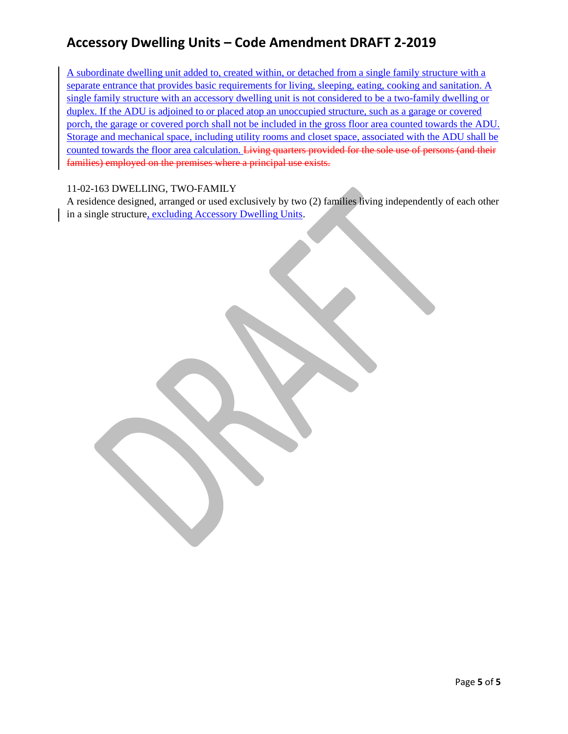A subordinate dwelling unit added to, created within, or detached from a single family structure with a separate entrance that provides basic requirements for living, sleeping, eating, cooking and sanitation. A single family structure with an accessory dwelling unit is not considered to be a two-family dwelling or duplex. If the ADU is adjoined to or placed atop an unoccupied structure, such as a garage or covered porch, the garage or covered porch shall not be included in the gross floor area counted towards the ADU. Storage and mechanical space, including utility rooms and closet space, associated with the ADU shall be counted towards the floor area calculation. ~~Living quarters provided for the sole use of persons (and their families) employed on the premises where a principal use exists.~~

11-02-163 DWELLING, TWO-FAMILY

A residence designed, arranged or used exclusively by two (2) families living independently of each other in a single structure, excluding Accessory Dwelling Units.